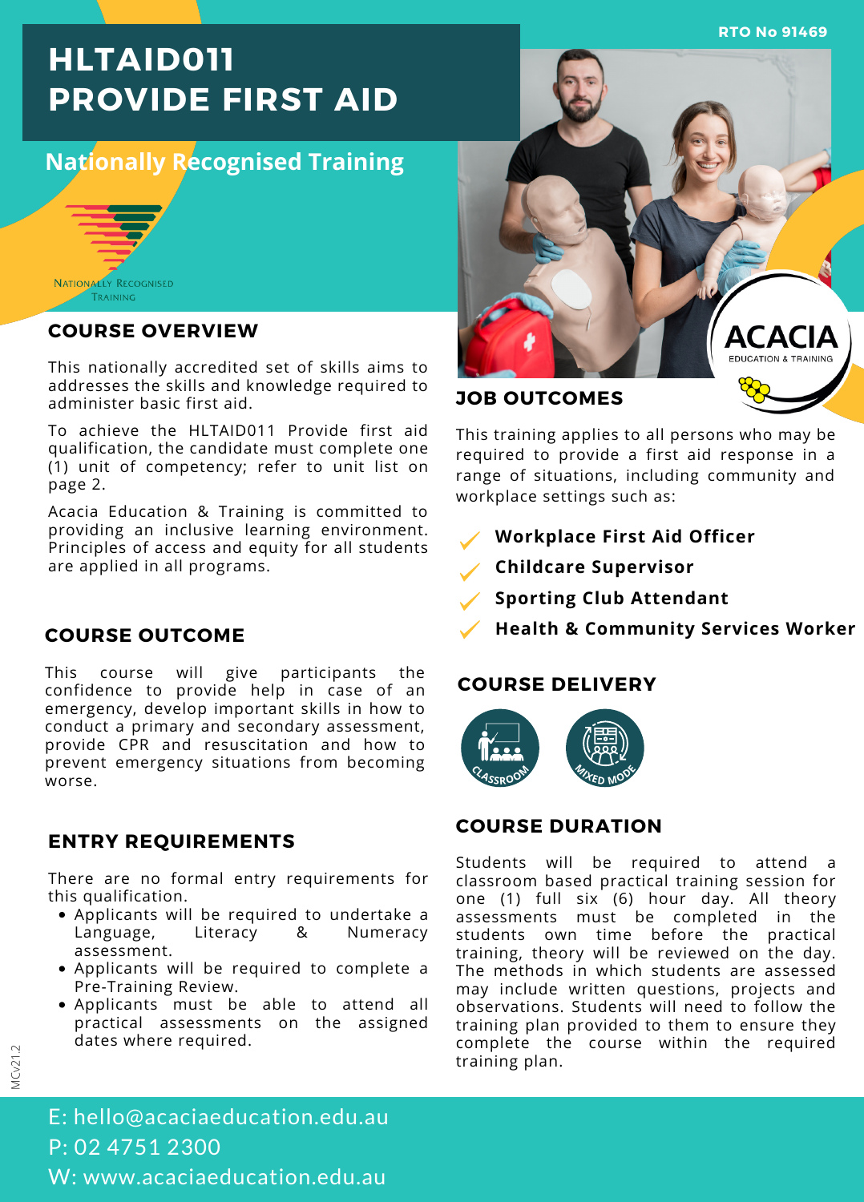RTO No 91469

# HLTAID011 PROVIDE FIRST AID

## Nationally Recognised Training

Nationally Recognised Training

## COURSE OVERVIEW

This nationally accredited set of skills aims to addresses the skills and knowledge required to administer basic first aid.

To achieve the HLTAID011 Provide first aid qualification, the candidate must complete one (1) unit of competency; refer to unit list on page 2.

Acacia Education & Training is committed to providing an inclusive learning environment. Principles of access and equity for all students are applied in all programs.

## COURSE OUTCOME

This course will give participants the confidence to provide help in case of an emergency, develop important skills in how to conduct a primary and secondary assessment, provide CPR and resuscitation and how to prevent emergency situations from becoming worse.

## ENTRY REQUIREMENTS

There are no formal entry requirements for this qualification.

- Applicants will be required to undertake a Language, Literacy & Numeracy assessment.
- Applicants will be required to complete a Pre-Training Review.
- Applicants must be able to attend all practical assessments on the assigned dates where required.

ACACIA EDUCATION & TRAINING

## JOB OUTCOMES

This training applies to all persons who may be required to provide a first aid response in a range of situations, including community and workplace settings such as:

- **Workplace First Aid Officer**
- **Childcare Supervisor**
- **Sporting Club Attendant**
- **Health & Community Services Worker**

## COURSE DELIVERY

- Classroom
- Mixed Mode

## COURSE DURATION

Students will be required to attend a classroom based practical training session for one (1) full six (6) hour day. All theory assessments must be completed in the students own time before the practical training, theory will be reviewed on the day. The methods in which students are assessed may include written questions, projects and observations. Students will need to follow the training plan provided to them to ensure they complete the course within the required training plan.

MCv21.2

E: hello@acaciaeducation.edu.au
P: 02 4751 2300
W: www.acaciaeducation.edu.au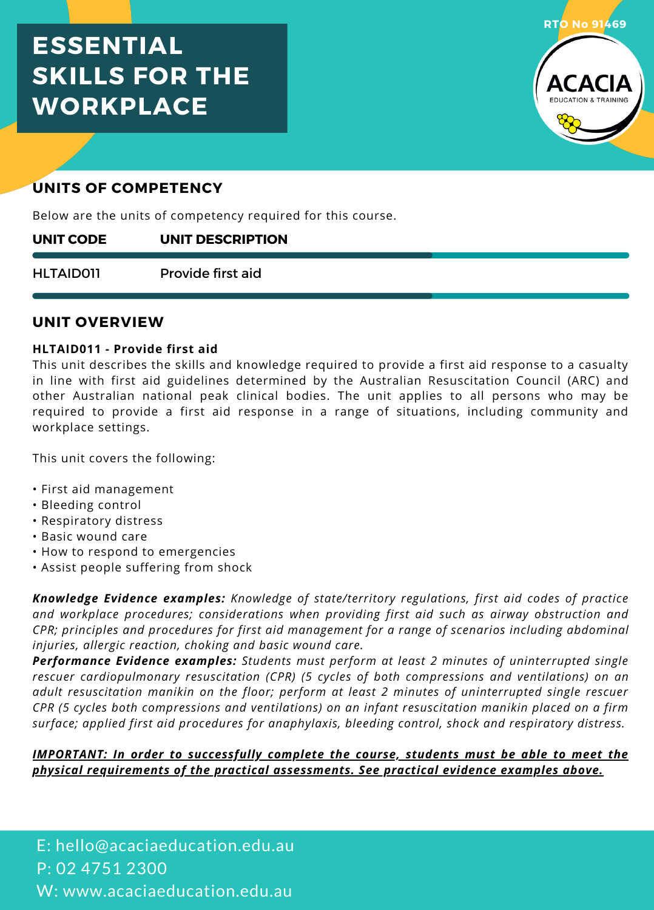# ESSENTIAL SKILLS FOR THE WORKPLACE

RTO No 91469

ACACIA EDUCATION & TRAINING

## UNITS OF COMPETENCY

Below are the units of competency required for this course.

| UNIT CODE | UNIT DESCRIPTION |
|---|---|
| HLTAID011 | Provide first aid |

## UNIT OVERVIEW

**HLTAID011 - Provide first aid**

This unit describes the skills and knowledge required to provide a first aid response to a casualty in line with first aid guidelines determined by the Australian Resuscitation Council (ARC) and other Australian national peak clinical bodies. The unit applies to all persons who may be required to provide a first aid response in a range of situations, including community and workplace settings.

This unit covers the following:

- First aid management
- Bleeding control
- Respiratory distress
- Basic wound care
- How to respond to emergencies
- Assist people suffering from shock

***Knowledge Evidence examples:*** *Knowledge of state/territory regulations, first aid codes of practice and workplace procedures; considerations when providing first aid such as airway obstruction and CPR; principles and procedures for first aid management for a range of scenarios including abdominal injuries, allergic reaction, choking and basic wound care.*

***Performance Evidence examples:*** *Students must perform at least 2 minutes of uninterrupted single rescuer cardiopulmonary resuscitation (CPR) (5 cycles of both compressions and ventilations) on an adult resuscitation manikin on the floor; perform at least 2 minutes of uninterrupted single rescuer CPR (5 cycles both compressions and ventilations) on an infant resuscitation manikin placed on a firm surface; applied first aid procedures for anaphylaxis, bleeding control, shock and respiratory distress.*

***IMPORTANT: In order to successfully complete the course, students must be able to meet the physical requirements of the practical assessments. See practical evidence examples above.***

E: hello@acaciaeducation.edu.au
P: 02 4751 2300
W: www.acaciaeducation.edu.au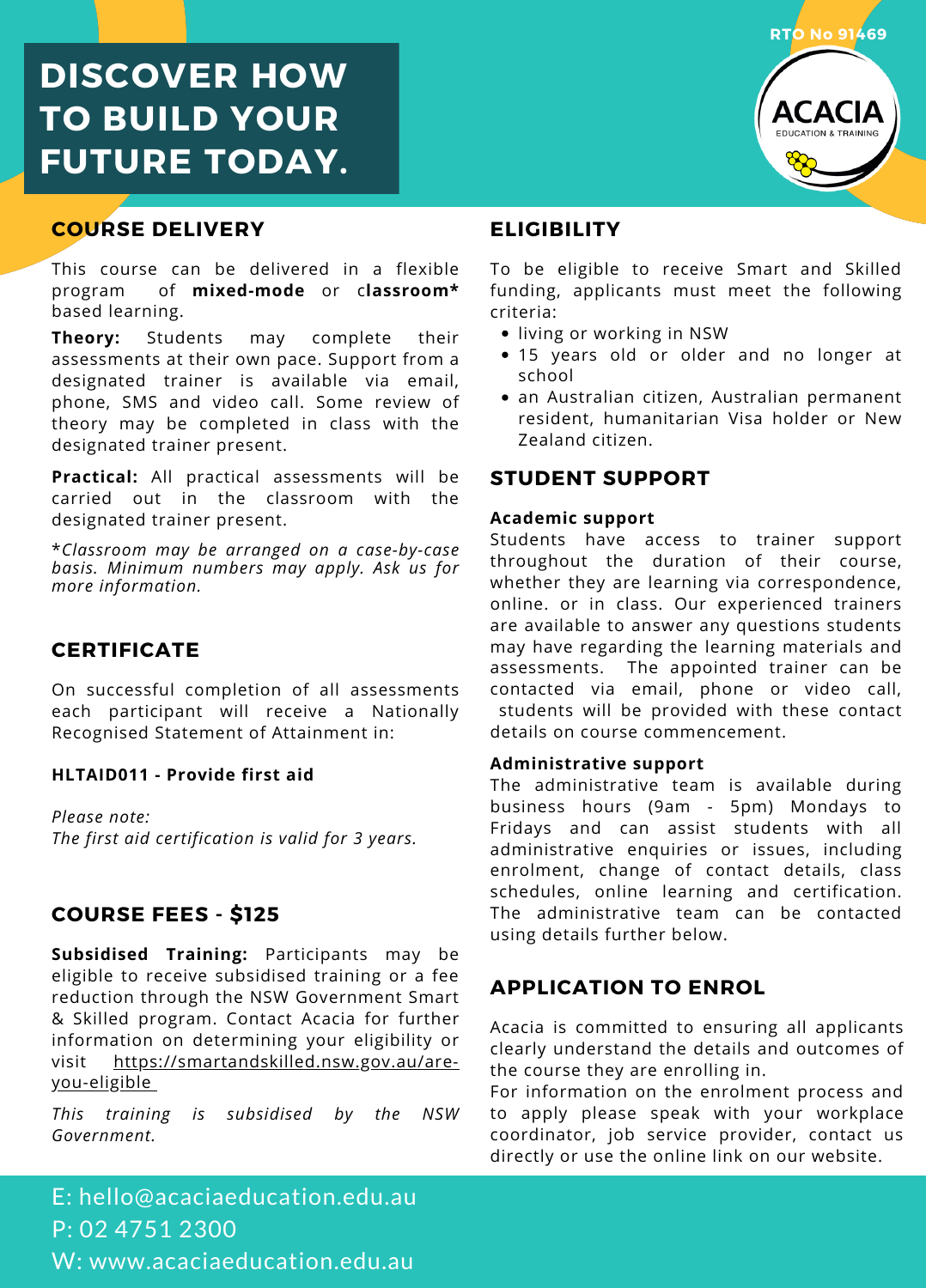# DISCOVER HOW TO BUILD YOUR FUTURE TODAY.

RTO No 91469

ACACIA
EDUCATION & TRAINING

## COURSE DELIVERY

This course can be delivered in a flexible program of **mixed-mode** or c**lassroom*** based learning.

**Theory:** Students may complete their assessments at their own pace. Support from a designated trainer is available via email, phone, SMS and video call. Some review of theory may be completed in class with the designated trainer present.

**Practical:** All practical assessments will be carried out in the classroom with the designated trainer present.

**Classroom may be arranged on a case-by-case basis. Minimum numbers may apply. Ask us for more information.*

## CERTIFICATE

On successful completion of all assessments each participant will receive a Nationally Recognised Statement of Attainment in:

**HLTAID011 - Provide first aid**

*Please note:*
*The first aid certification is valid for 3 years.*

## COURSE FEES - $125

**Subsidised Training:** Participants may be eligible to receive subsidised training or a fee reduction through the NSW Government Smart & Skilled program. Contact Acacia for further information on determining your eligibility or visit https://smartandskilled.nsw.gov.au/are-you-eligible

*This training is subsidised by the NSW Government.*

## ELIGIBILITY

To be eligible to receive Smart and Skilled funding, applicants must meet the following criteria:

- living or working in NSW
- 15 years old or older and no longer at school
- an Australian citizen, Australian permanent resident, humanitarian Visa holder or New Zealand citizen.

## STUDENT SUPPORT

### Academic support

Students have access to trainer support throughout the duration of their course, whether they are learning via correspondence, online. or in class. Our experienced trainers are available to answer any questions students may have regarding the learning materials and assessments. The appointed trainer can be contacted via email, phone or video call, students will be provided with these contact details on course commencement.

### Administrative support

The administrative team is available during business hours (9am - 5pm) Mondays to Fridays and can assist students with all administrative enquiries or issues, including enrolment, change of contact details, class schedules, online learning and certification. The administrative team can be contacted using details further below.

## APPLICATION TO ENROL

Acacia is committed to ensuring all applicants clearly understand the details and outcomes of the course they are enrolling in.
For information on the enrolment process and to apply please speak with your workplace coordinator, job service provider, contact us directly or use the online link on our website.

E: hello@acaciaeducation.edu.au
P: 02 4751 2300
W: www.acaciaeducation.edu.au